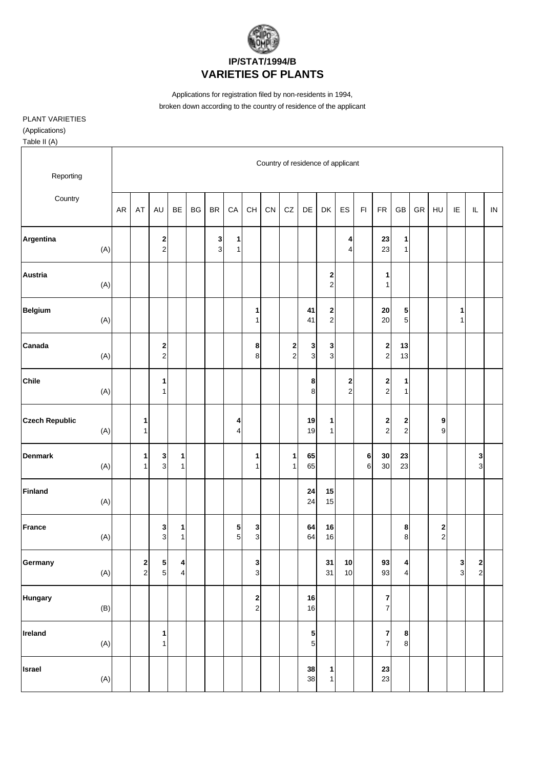# IP/STAT/1994/B
# VARIETIES OF PLANTS

Applications for registration filed by non-residents in 1994,
broken down according to the country of residence of the applicant

PLANT VARIETIES
(Applications)
Table II (A)

| Reporting Country | | Country of residence of applicant | | | | | | | | | | | | | | | | | | | | |
|---|---|---|---|---|---|---|---|---|---|---|---|---|---|---|---|---|---|---|---|---|---|---|
| | | AR | AT | AU | BE | BG | BR | CA | CH | CN | CZ | DE | DK | ES | FI | FR | GB | GR | HU | IE | IL | IN |
| **Argentina** | | | | **2** | | | **3** | **1** | | | | | | **4** | | **23** | **1** | | | | | |
| | (A) | | | 2 | | | 3 | 1 | | | | | | 4 | | 23 | 1 | | | | | |
| **Austria** | | | | | | | | | | | | | **2** | | | **1** | | | | | | |
| | (A) | | | | | | | | | | | | 2 | | | 1 | | | | | | |
| **Belgium** | | | | | | | | | **1** | | | **41** | **2** | | | **20** | **5** | | | **1** | | |
| | (A) | | | | | | | | 1 | | | 41 | 2 | | | 20 | 5 | | | 1 | | |
| **Canada** | | | | **2** | | | | | **8** | | **2** | **3** | **3** | | | **2** | **13** | | | | | |
| | (A) | | | 2 | | | | | 8 | | 2 | 3 | 3 | | | 2 | 13 | | | | | |
| **Chile** | | | | **1** | | | | | | | | **8** | | **2** | | **2** | **1** | | | | | |
| | (A) | | | 1 | | | | | | | | 8 | | 2 | | 2 | 1 | | | | | |
| **Czech Republic** | | | **1** | | | | | **4** | | | | **19** | **1** | | | **2** | **2** | | **9** | | | |
| | (A) | | 1 | | | | | 4 | | | | 19 | 1 | | | 2 | 2 | | 9 | | | |
| **Denmark** | | | **1** | **3** | **1** | | | | **1** | | **1** | **65** | | | **6** | **30** | **23** | | | | **3** | |
| | (A) | | 1 | 3 | 1 | | | | 1 | | 1 | 65 | | | 6 | 30 | 23 | | | | 3 | |
| **Finland** | | | | | | | | | | | | **24** | **15** | | | | | | | | | |
| | (A) | | | | | | | | | | | 24 | 15 | | | | | | | | | |
| **France** | | | | **3** | **1** | | | **5** | **3** | | | **64** | **16** | | | | **8** | | **2** | | | |
| | (A) | | | 3 | 1 | | | 5 | 3 | | | 64 | 16 | | | | 8 | | 2 | | | |
| **Germany** | | | **2** | **5** | **4** | | | | **3** | | | | **31** | **10** | | **93** | **4** | | | **3** | **2** | |
| | (A) | | 2 | 5 | 4 | | | | 3 | | | | 31 | 10 | | 93 | 4 | | | 3 | 2 | |
| **Hungary** | | | | | | | | | **2** | | | **16** | | | | **7** | | | | | | |
| | (B) | | | | | | | | 2 | | | 16 | | | | 7 | | | | | | |
| **Ireland** | | | | **1** | | | | | | | | **5** | | | | **7** | **8** | | | | | |
| | (A) | | | 1 | | | | | | | | 5 | | | | 7 | 8 | | | | | |
| **Israel** | | | | | | | | | | | | **38** | **1** | | | **23** | | | | | | |
| | (A) | | | | | | | | | | | 38 | 1 | | | 23 | | | | | | |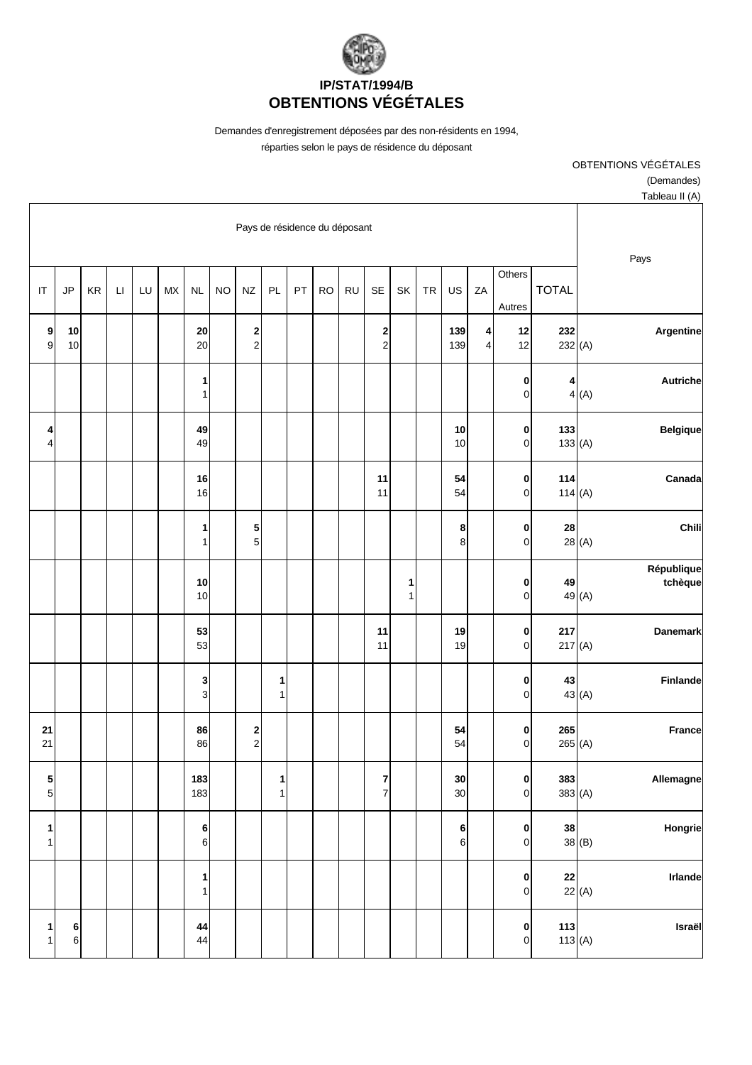# IP/STAT/1994/B
# OBTENTIONS VÉGÉTALES

Demandes d'enregistrement déposées par des non-résidents en 1994, réparties selon le pays de résidence du déposant

OBTENTIONS VÉGÉTALES
(Demandes)
Tableau II (A)

| Pays de résidence du déposant | | | | | | | | | | | | | | | | | | | | Pays |
|---|---|---|---|---|---|---|---|---|---|---|---|---|---|---|---|---|---|---|---|---|
| IT | JP | KR | LI | LU | MX | NL | NO | NZ | PL | PT | RO | RU | SE | SK | TR | US | ZA | Others Autres | TOTAL | |
| **9** | **10** | | | | | **20** | | **2** | | | | | **2** | | | **139** | **4** | **12** | **232** | **Argentine** |
| 9 | 10 | | | | | 20 | | 2 | | | | | 2 | | | 139 | 4 | 12 | 232 (A) | |
| | | | | | | **1** | | | | | | | | | | | | **0** | **4** | **Autriche** |
| | | | | | | 1 | | | | | | | | | | | | 0 | 4 (A) | |
| **4** | | | | | | **49** | | | | | | | | | | **10** | | **0** | **133** | **Belgique** |
| 4 | | | | | | 49 | | | | | | | | | | 10 | | 0 | 133 (A) | |
| | | | | | | **16** | | | | | | | **11** | | | **54** | | **0** | **114** | **Canada** |
| | | | | | | 16 | | | | | | | 11 | | | 54 | | 0 | 114 (A) | |
| | | | | | | **1** | | **5** | | | | | | | | **8** | | **0** | **28** | **Chili** |
| | | | | | | 1 | | 5 | | | | | | | | 8 | | 0 | 28 (A) | |
| | | | | | | **10** | | | | | | | | **1** | | | | **0** | **49** | **République tchèque** |
| | | | | | | 10 | | | | | | | | 1 | | | | 0 | 49 (A) | |
| | | | | | | **53** | | | | | | | **11** | | | **19** | | **0** | **217** | **Danemark** |
| | | | | | | 53 | | | | | | | 11 | | | 19 | | 0 | 217 (A) | |
| | | | | | | **3** | | | **1** | | | | | | | | | **0** | **43** | **Finlande** |
| | | | | | | 3 | | | 1 | | | | | | | | | 0 | 43 (A) | |
| **21** | | | | | | **86** | | **2** | | | | | | | | **54** | | **0** | **265** | **France** |
| 21 | | | | | | 86 | | 2 | | | | | | | | 54 | | 0 | 265 (A) | |
| **5** | | | | | | **183** | | | **1** | | | | **7** | | | **30** | | **0** | **383** | **Allemagne** |
| 5 | | | | | | 183 | | | 1 | | | | 7 | | | 30 | | 0 | 383 (A) | |
| **1** | | | | | | **6** | | | | | | | | | | **6** | | **0** | **38** | **Hongrie** |
| 1 | | | | | | 6 | | | | | | | | | | 6 | | 0 | 38 (B) | |
| | | | | | | **1** | | | | | | | | | | | | **0** | **22** | **Irlande** |
| | | | | | | 1 | | | | | | | | | | | | 0 | 22 (A) | |
| **1** | **6** | | | | | **44** | | | | | | | | | | | | **0** | **113** | **Israël** |
| 1 | 6 | | | | | 44 | | | | | | | | | | | | 0 | 113 (A) | |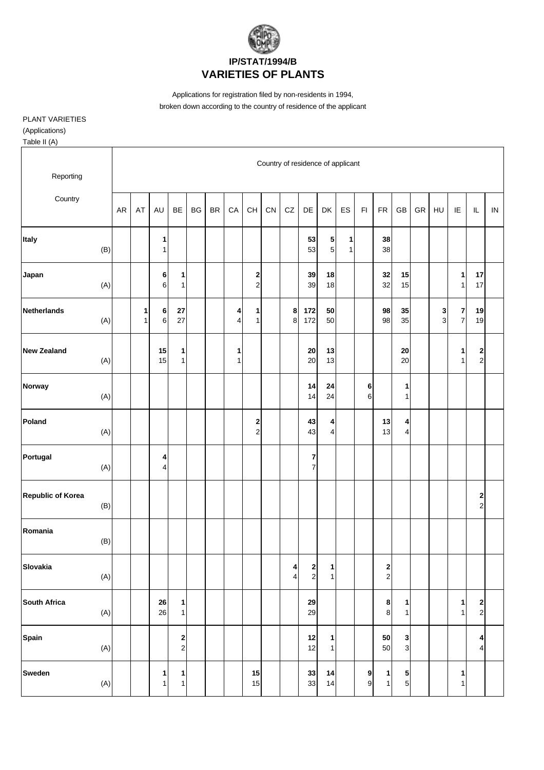**IP/STAT/1994/B**
# VARIETIES OF PLANTS

Applications for registration filed by non-residents in 1994,
broken down according to the country of residence of the applicant

PLANT VARIETIES
(Applications)
Table II (A)

| Reporting Country | | Country of residence of applicant | | | | | | | | | | | | | | | | | | | | |
|---|---|---|---|---|---|---|---|---|---|---|---|---|---|---|---|---|---|---|---|---|---|---|
| | | AR | AT | AU | BE | BG | BR | CA | CH | CN | CZ | DE | DK | ES | FI | FR | GB | GR | HU | IE | IL | IN |
| **Italy** | | | | **1** | | | | | | | | **53** | **5** | **1** | | **38** | | | | | | |
| | (B) | | | 1 | | | | | | | | 53 | 5 | 1 | | 38 | | | | | | |
| **Japan** | | | | **6** | **1** | | | | **2** | | | **39** | **18** | | | **32** | **15** | | | **1** | **17** | |
| | (A) | | | 6 | 1 | | | | 2 | | | 39 | 18 | | | 32 | 15 | | | 1 | 17 | |
| **Netherlands** | | | **1** | **6** | **27** | | | **4** | **1** | | **8** | **172** | **50** | | | **98** | **35** | | **3** | **7** | **19** | |
| | (A) | | 1 | 6 | 27 | | | 4 | 1 | | 8 | 172 | 50 | | | 98 | 35 | | 3 | 7 | 19 | |
| **New Zealand** | | | | **15** | **1** | | | **1** | | | | **20** | **13** | | | | **20** | | | **1** | **2** | |
| | (A) | | | 15 | 1 | | | 1 | | | | 20 | 13 | | | | 20 | | | 1 | 2 | |
| **Norway** | | | | | | | | | | | | **14** | **24** | | **6** | | **1** | | | | | |
| | (A) | | | | | | | | | | | 14 | 24 | | 6 | | 1 | | | | | |
| **Poland** | | | | | | | | | **2** | | | **43** | **4** | | | **13** | **4** | | | | | |
| | (A) | | | | | | | | 2 | | | 43 | 4 | | | 13 | 4 | | | | | |
| **Portugal** | | | | **4** | | | | | | | | **7** | | | | | | | | | | |
| | (A) | | | 4 | | | | | | | | 7 | | | | | | | | | | |
| **Republic of Korea** | | | | | | | | | | | | | | | | | | | | | **2** | |
| | (B) | | | | | | | | | | | | | | | | | | | | 2 | |
| **Romania** | | | | | | | | | | | | | | | | | | | | | | |
| | (B) | | | | | | | | | | | | | | | | | | | | | |
| **Slovakia** | | | | | | | | | | | **4** | **2** | **1** | | | **2** | | | | | | |
| | (A) | | | | | | | | | | 4 | 2 | 1 | | | 2 | | | | | | |
| **South Africa** | | | | **26** | **1** | | | | | | | **29** | | | | **8** | **1** | | | **1** | **2** | |
| | (A) | | | 26 | 1 | | | | | | | 29 | | | | 8 | 1 | | | 1 | 2 | |
| **Spain** | | | | | **2** | | | | | | | **12** | **1** | | | **50** | **3** | | | | **4** | |
| | (A) | | | | 2 | | | | | | | 12 | 1 | | | 50 | 3 | | | | 4 | |
| **Sweden** | | | | **1** | **1** | | | | **15** | | | **33** | **14** | | **9** | **1** | **5** | | | **1** | | |
| | (A) | | | 1 | 1 | | | | 15 | | | 33 | 14 | | 9 | 1 | 5 | | | 1 | | |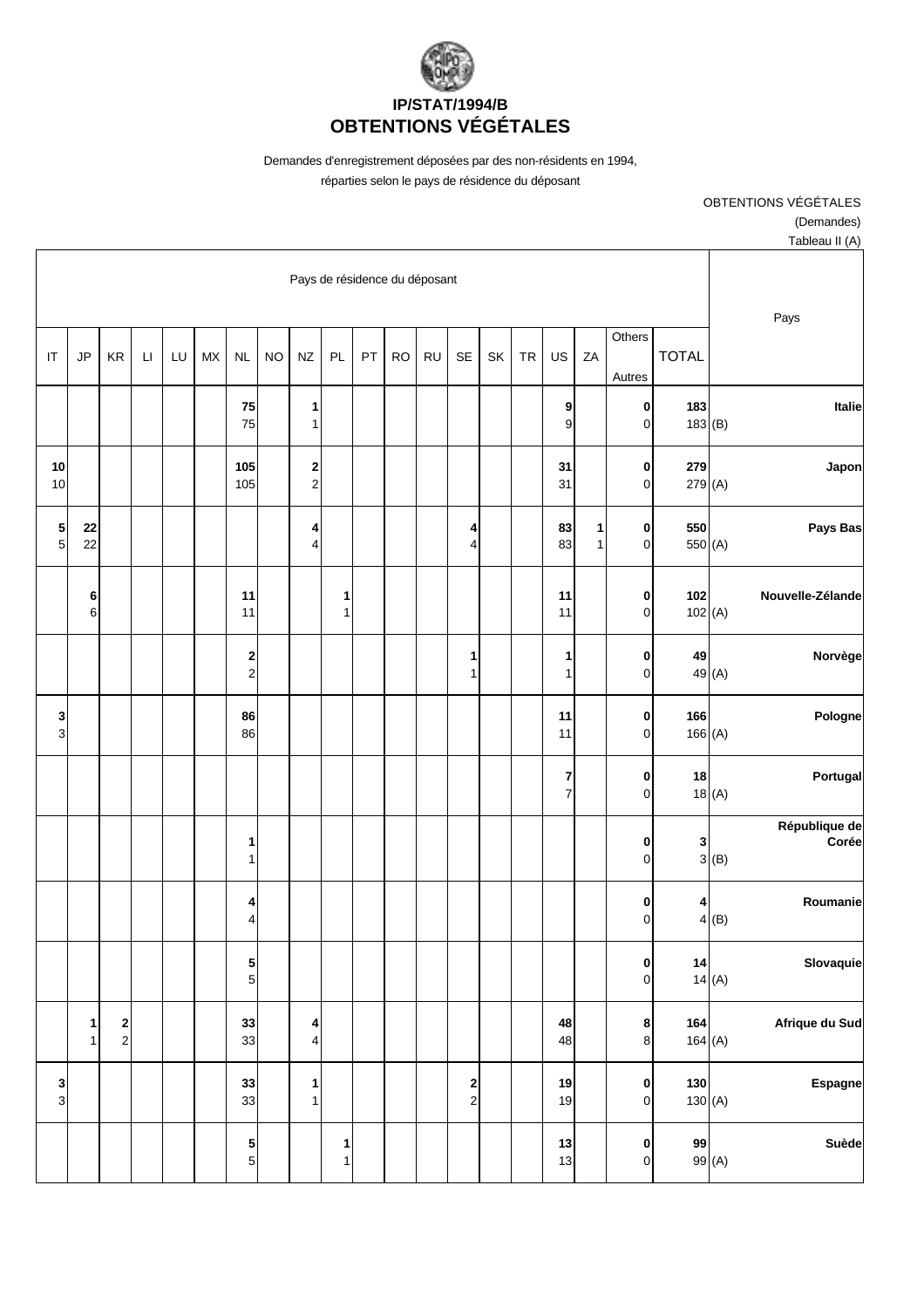# IP/STAT/1994/B
# OBTENTIONS VÉGÉTALES

Demandes d'enregistrement déposées par des non-résidents en 1994, réparties selon le pays de résidence du déposant

OBTENTIONS VÉGÉTALES
(Demandes)
Tableau II (A)

| Pays de résidence du déposant | | | | | | | | | | | | | | | | | | | | Pays |
|---|---|---|---|---|---|---|---|---|---|---|---|---|---|---|---|---|---|---|---|---|
| IT | JP | KR | LI | LU | MX | NL | NO | NZ | PL | PT | RO | RU | SE | SK | TR | US | ZA | Others Autres | TOTAL | |
| | | | | | | **75** 75 | | **1** 1 | | | | | | | | **9** 9 | | **0** 0 | **183** 183 (B) | **Italie** |
| **10** 10 | | | | | | **105** 105 | | **2** 2 | | | | | | | | **31** 31 | | **0** 0 | **279** 279 (A) | **Japon** |
| **5** 5 | **22** 22 | | | | | | | **4** 4 | | | | | **4** 4 | | | **83** 83 | **1** 1 | **0** 0 | **550** 550 (A) | **Pays Bas** |
| | **6** 6 | | | | | **11** 11 | | | **1** 1 | | | | | | | **11** 11 | | **0** 0 | **102** 102 (A) | **Nouvelle-Zélande** |
| | | | | | | **2** 2 | | | | | | | **1** 1 | | | **1** 1 | | **0** 0 | **49** 49 (A) | **Norvège** |
| **3** 3 | | | | | | **86** 86 | | | | | | | | | | **11** 11 | | **0** 0 | **166** 166 (A) | **Pologne** |
| | | | | | | | | | | | | | | | | **7** 7 | | **0** 0 | **18** 18 (A) | **Portugal** |
| | | | | | | **1** 1 | | | | | | | | | | | | **0** 0 | **3** 3 (B) | **République de Corée** |
| | | | | | | **4** 4 | | | | | | | | | | | | **0** 0 | **4** 4 (B) | **Roumanie** |
| | | | | | | **5** 5 | | | | | | | | | | | | **0** 0 | **14** 14 (A) | **Slovaquie** |
| | **1** 1 | **2** 2 | | | | **33** 33 | | **4** 4 | | | | | | | | **48** 48 | | **8** 8 | **164** 164 (A) | **Afrique du Sud** |
| **3** 3 | | | | | | **33** 33 | | **1** 1 | | | | | **2** 2 | | | **19** 19 | | **0** 0 | **130** 130 (A) | **Espagne** |
| | | | | | | **5** 5 | | | **1** 1 | | | | | | | **13** 13 | | **0** 0 | **99** 99 (A) | **Suède** |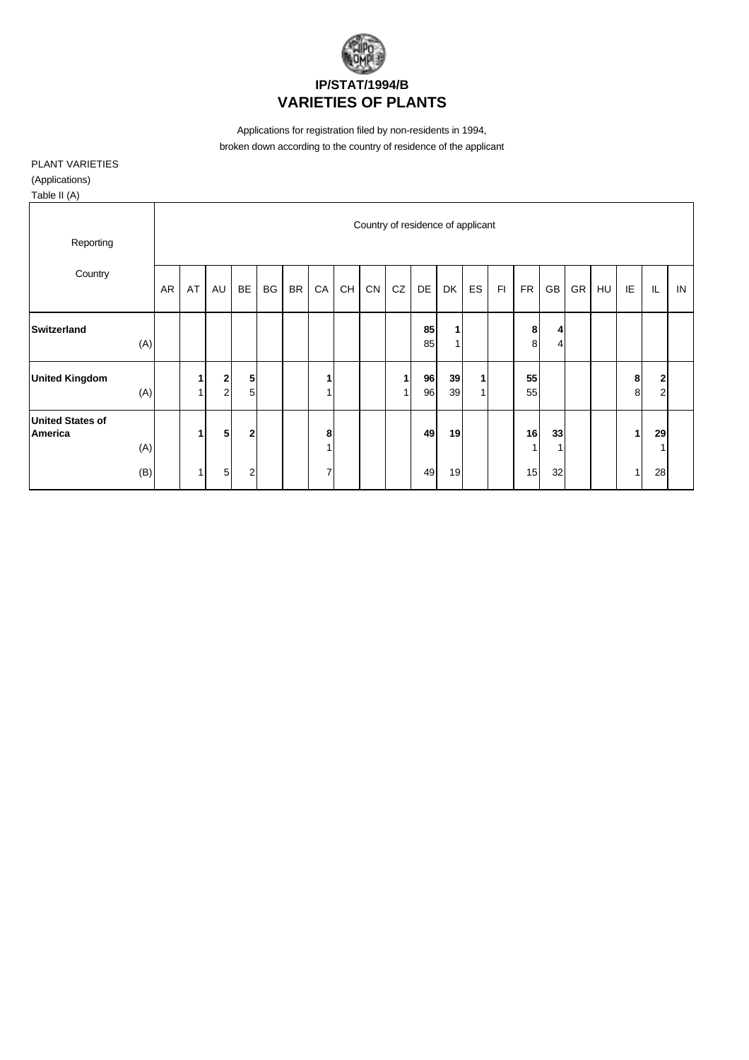**IP/STAT/1994/B**
# VARIETIES OF PLANTS

Applications for registration filed by non-residents in 1994,
broken down according to the country of residence of the applicant

PLANT VARIETIES
(Applications)
Table II (A)

| Reporting Country | | AR | AT | AU | BE | BG | BR | CA | CH | CN | CZ | DE | DK | ES | FI | FR | GB | GR | HU | IE | IL | IN |
|---|---|---|---|---|---|---|---|---|---|---|---|---|---|---|---|---|---|---|---|---|---|---|
| **Switzerland** | | | | | | | | | | | | **85** | **1** | | | **8** | **4** | | | | | |
| | (A) | | | | | | | | | | | 85 | 1 | | | 8 | 4 | | | | | |
| **United Kingdom** | | | **1** | **2** | **5** | | | **1** | | | **1** | **96** | **39** | **1** | | **55** | | | | **8** | **2** | |
| | (A) | | 1 | 2 | 5 | | | 1 | | | 1 | 96 | 39 | 1 | | 55 | | | | 8 | 2 | |
| **United States of America** | | | **1** | **5** | **2** | | | **8** | | | | **49** | **19** | | | **16** | **33** | | | **1** | **29** | |
| | (A) | | | | | | | 1 | | | | | | | | 1 | 1 | | | | 1 | |
| | (B) | | 1 | 5 | 2 | | | 7 | | | | 49 | 19 | | | 15 | 32 | | | 1 | 28 | |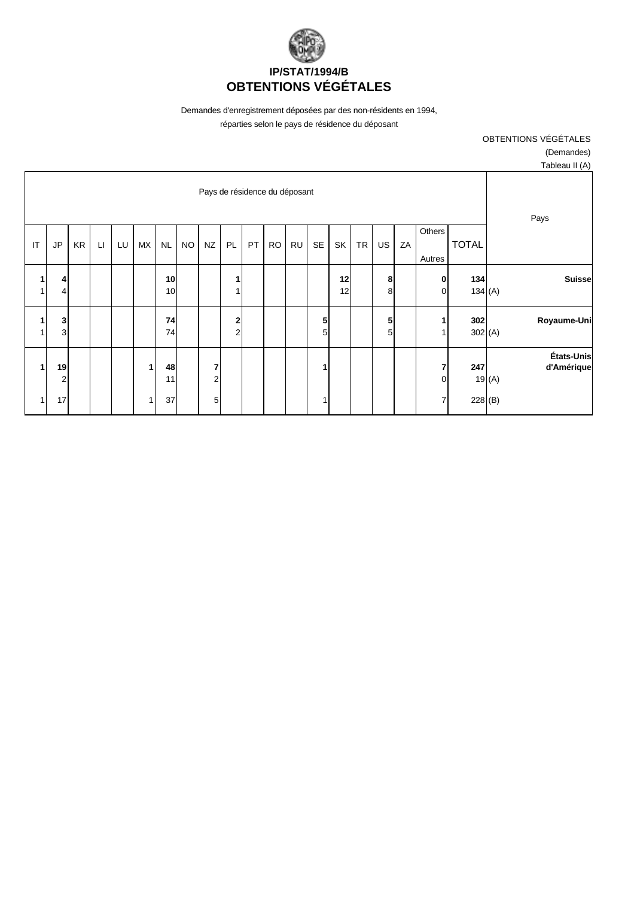# IP/STAT/1994/B
# OBTENTIONS VÉGÉTALES

Demandes d'enregistrement déposées par des non-résidents en 1994, réparties selon le pays de résidence du déposant

OBTENTIONS VÉGÉTALES
(Demandes)
Tableau II (A)

| Pays de résidence du déposant | | | | | | | | | | | | | | | | | | | | Pays |
|---|---|---|---|---|---|---|---|---|---|---|---|---|---|---|---|---|---|---|---|---|
| IT | JP | KR | LI | LU | MX | NL | NO | NZ | PL | PT | RO | RU | SE | SK | TR | US | ZA | Others Autres | TOTAL | |
| **1** | **4** | | | | | **10** | | | **1** | | | | | **12** | | **8** | | **0** | **134** | **Suisse** |
| 1 | 4 | | | | | 10 | | | 1 | | | | | 12 | | 8 | | 0 | 134 (A) | |
| **1** | **3** | | | | | **74** | | | **2** | | | | **5** | | | **5** | | **1** | **302** | **Royaume-Uni** |
| 1 | 3 | | | | | 74 | | | 2 | | | | 5 | | | 5 | | 1 | 302 (A) | |
| **1** | **19** | | | | **1** | **48** | | **7** | | | | | **1** | | | | | **7** | **247** | **États-Unis d'Amérique** |
| | 2 | | | | | 11 | | 2 | | | | | | | | | | 0 | 19 (A) | |
| 1 | 17 | | | | 1 | 37 | | 5 | | | | | 1 | | | | | 7 | 228 (B) | |